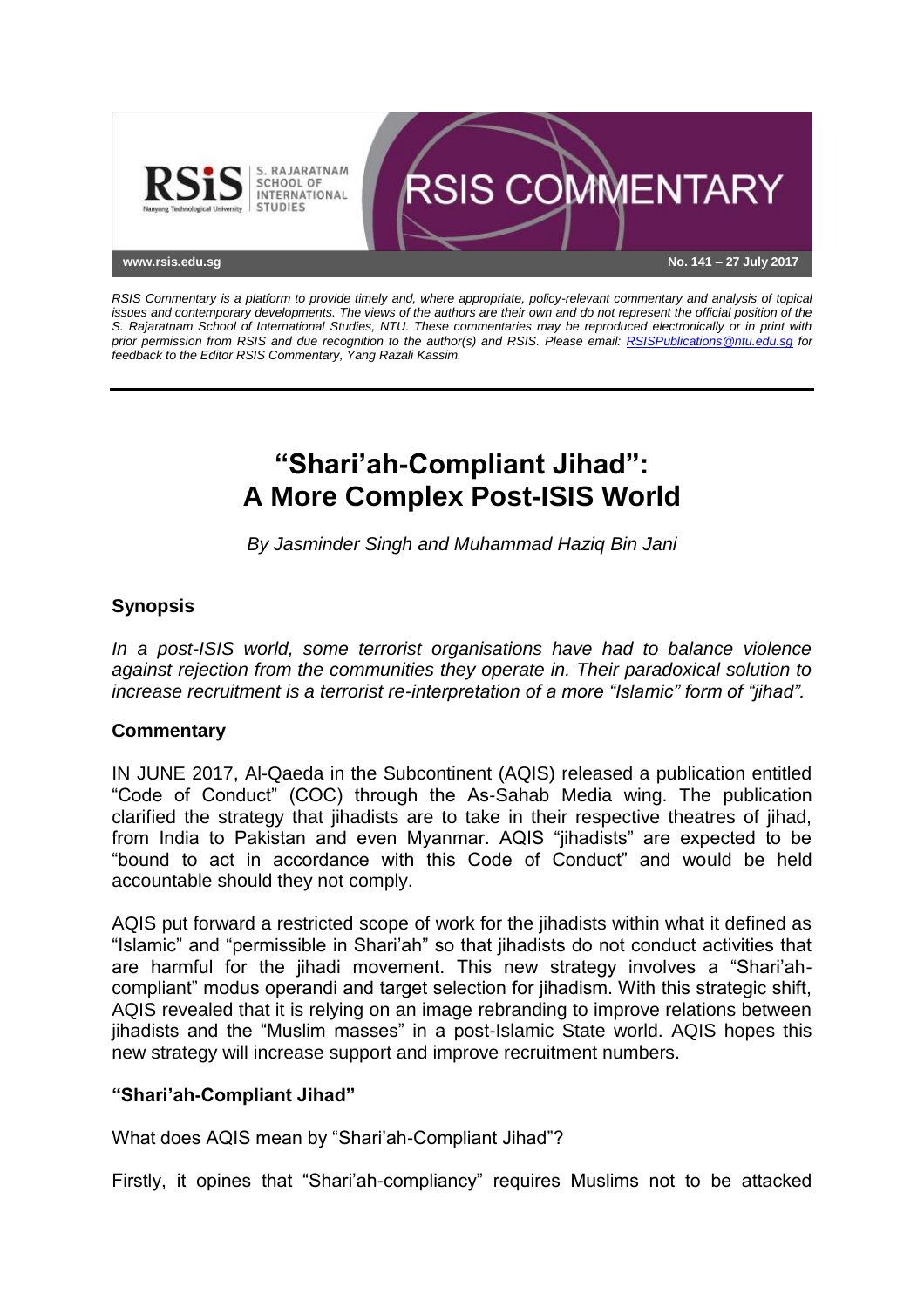RSIS Commentary No. 141 – 27 July 2017

*RSIS Commentary is a platform to provide timely and, where appropriate, policy-relevant commentary and analysis of topical issues and contemporary developments. The views of the authors are their own and do not represent the official position of the S. Rajaratnam School of International Studies, NTU. These commentaries may be reproduced electronically or in print with prior permission from RSIS and due recognition to the author(s) and RSIS. Please email: RSISPublications@ntu.edu.sg for feedback to the Editor RSIS Commentary, Yang Razali Kassim.*

# "Shari'ah-Compliant Jihad": A More Complex Post-ISIS World

*By Jasminder Singh and Muhammad Haziq Bin Jani*

## Synopsis

*In a post-ISIS world, some terrorist organisations have had to balance violence against rejection from the communities they operate in. Their paradoxical solution to increase recruitment is a terrorist re-interpretation of a more "Islamic" form of "jihad".*

## Commentary

IN JUNE 2017, Al-Qaeda in the Subcontinent (AQIS) released a publication entitled "Code of Conduct" (COC) through the As-Sahab Media wing. The publication clarified the strategy that jihadists are to take in their respective theatres of jihad, from India to Pakistan and even Myanmar. AQIS "jihadists" are expected to be "bound to act in accordance with this Code of Conduct" and would be held accountable should they not comply.

AQIS put forward a restricted scope of work for the jihadists within what it defined as "Islamic" and "permissible in Shari'ah" so that jihadists do not conduct activities that are harmful for the jihadi movement. This new strategy involves a "Shari'ah-compliant" modus operandi and target selection for jihadism. With this strategic shift, AQIS revealed that it is relying on an image rebranding to improve relations between jihadists and the "Muslim masses" in a post-Islamic State world. AQIS hopes this new strategy will increase support and improve recruitment numbers.

### "Shari'ah-Compliant Jihad"

What does AQIS mean by "Shari'ah-Compliant Jihad"?

Firstly, it opines that "Shari'ah-compliancy" requires Muslims not to be attacked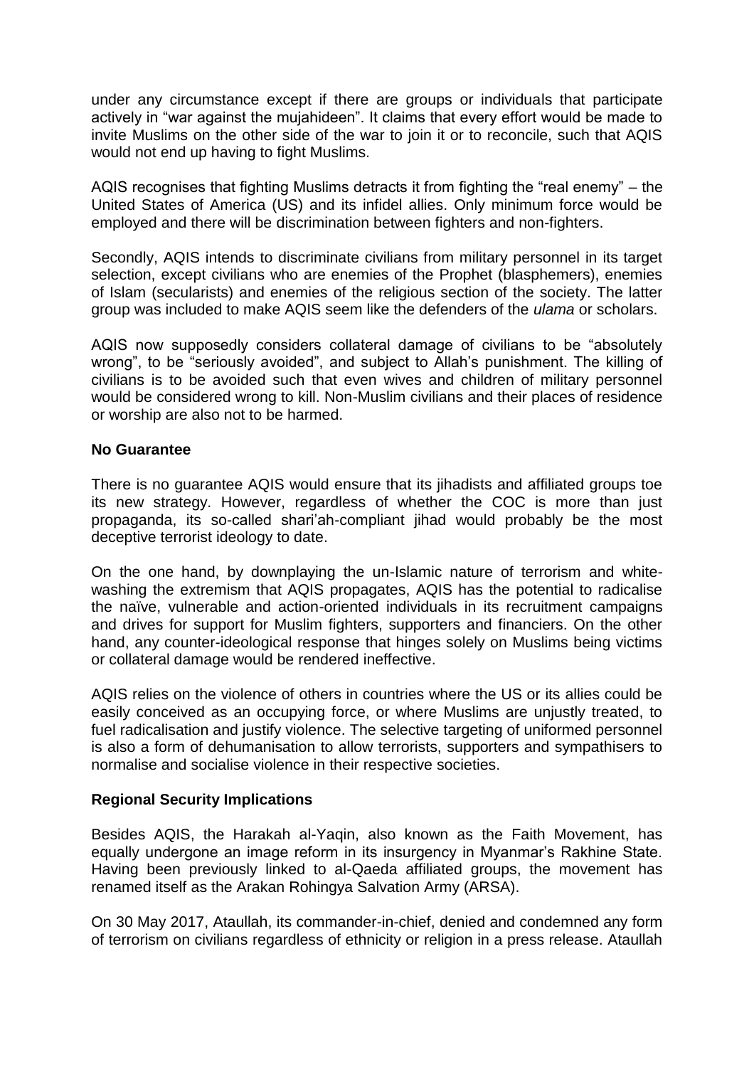under any circumstance except if there are groups or individuals that participate actively in "war against the mujahideen". It claims that every effort would be made to invite Muslims on the other side of the war to join it or to reconcile, such that AQIS would not end up having to fight Muslims.

AQIS recognises that fighting Muslims detracts it from fighting the "real enemy" – the United States of America (US) and its infidel allies. Only minimum force would be employed and there will be discrimination between fighters and non-fighters.

Secondly, AQIS intends to discriminate civilians from military personnel in its target selection, except civilians who are enemies of the Prophet (blasphemers), enemies of Islam (secularists) and enemies of the religious section of the society. The latter group was included to make AQIS seem like the defenders of the *ulama* or scholars.

AQIS now supposedly considers collateral damage of civilians to be "absolutely wrong", to be "seriously avoided", and subject to Allah's punishment. The killing of civilians is to be avoided such that even wives and children of military personnel would be considered wrong to kill. Non-Muslim civilians and their places of residence or worship are also not to be harmed.

**No Guarantee**

There is no guarantee AQIS would ensure that its jihadists and affiliated groups toe its new strategy. However, regardless of whether the COC is more than just propaganda, its so-called shari'ah-compliant jihad would probably be the most deceptive terrorist ideology to date.

On the one hand, by downplaying the un-Islamic nature of terrorism and white-washing the extremism that AQIS propagates, AQIS has the potential to radicalise the naïve, vulnerable and action-oriented individuals in its recruitment campaigns and drives for support for Muslim fighters, supporters and financiers. On the other hand, any counter-ideological response that hinges solely on Muslims being victims or collateral damage would be rendered ineffective.

AQIS relies on the violence of others in countries where the US or its allies could be easily conceived as an occupying force, or where Muslims are unjustly treated, to fuel radicalisation and justify violence. The selective targeting of uniformed personnel is also a form of dehumanisation to allow terrorists, supporters and sympathisers to normalise and socialise violence in their respective societies.

**Regional Security Implications**

Besides AQIS, the Harakah al-Yaqin, also known as the Faith Movement, has equally undergone an image reform in its insurgency in Myanmar's Rakhine State. Having been previously linked to al-Qaeda affiliated groups, the movement has renamed itself as the Arakan Rohingya Salvation Army (ARSA).

On 30 May 2017, Ataullah, its commander-in-chief, denied and condemned any form of terrorism on civilians regardless of ethnicity or religion in a press release. Ataullah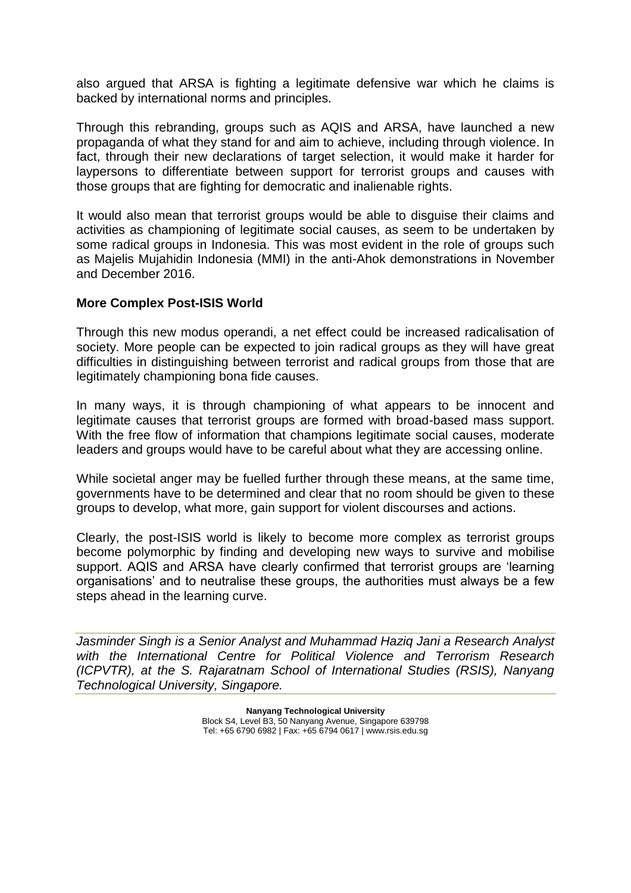also argued that ARSA is fighting a legitimate defensive war which he claims is backed by international norms and principles.

Through this rebranding, groups such as AQIS and ARSA, have launched a new propaganda of what they stand for and aim to achieve, including through violence. In fact, through their new declarations of target selection, it would make it harder for laypersons to differentiate between support for terrorist groups and causes with those groups that are fighting for democratic and inalienable rights.

It would also mean that terrorist groups would be able to disguise their claims and activities as championing of legitimate social causes, as seem to be undertaken by some radical groups in Indonesia. This was most evident in the role of groups such as Majelis Mujahidin Indonesia (MMI) in the anti-Ahok demonstrations in November and December 2016.

### More Complex Post-ISIS World

Through this new modus operandi, a net effect could be increased radicalisation of society. More people can be expected to join radical groups as they will have great difficulties in distinguishing between terrorist and radical groups from those that are legitimately championing bona fide causes.

In many ways, it is through championing of what appears to be innocent and legitimate causes that terrorist groups are formed with broad-based mass support. With the free flow of information that champions legitimate social causes, moderate leaders and groups would have to be careful about what they are accessing online.

While societal anger may be fuelled further through these means, at the same time, governments have to be determined and clear that no room should be given to these groups to develop, what more, gain support for violent discourses and actions.

Clearly, the post-ISIS world is likely to become more complex as terrorist groups become polymorphic by finding and developing new ways to survive and mobilise support. AQIS and ARSA have clearly confirmed that terrorist groups are 'learning organisations' and to neutralise these groups, the authorities must always be a few steps ahead in the learning curve.

---

*Jasminder Singh is a Senior Analyst and Muhammad Haziq Jani a Research Analyst with the International Centre for Political Violence and Terrorism Research (ICPVTR), at the S. Rajaratnam School of International Studies (RSIS), Nanyang Technological University, Singapore.*

---

**Nanyang Technological University**
Block S4, Level B3, 50 Nanyang Avenue, Singapore 639798
Tel: +65 6790 6982 | Fax: +65 6794 0617 | www.rsis.edu.sg